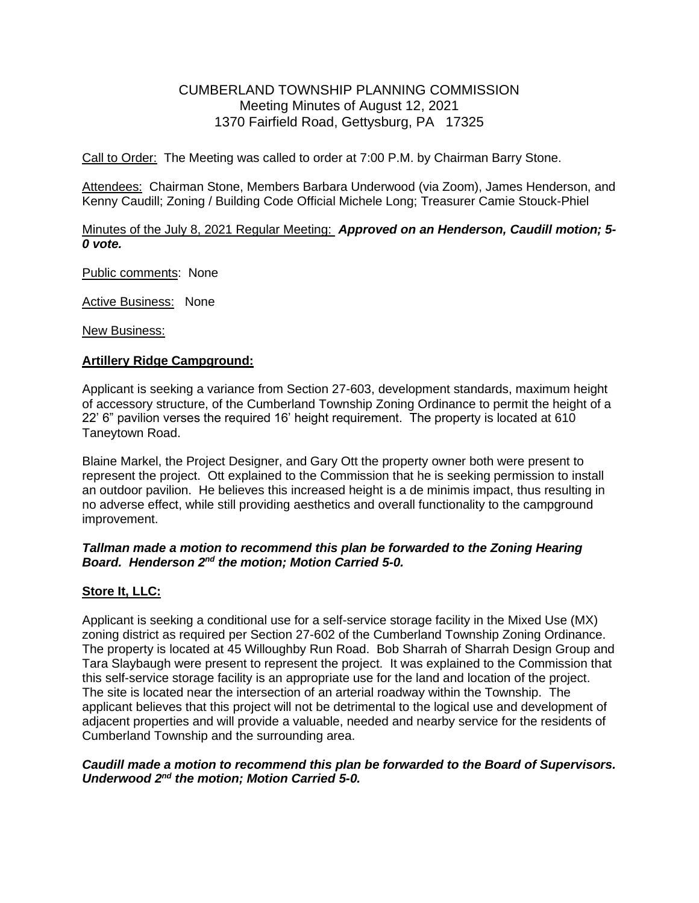# CUMBERLAND TOWNSHIP PLANNING COMMISSION
Meeting Minutes of August 12, 2021
1370 Fairfield Road, Gettysburg, PA 17325

Call to Order: The Meeting was called to order at 7:00 P.M. by Chairman Barry Stone.

Attendees: Chairman Stone, Members Barbara Underwood (via Zoom), James Henderson, and Kenny Caudill; Zoning / Building Code Official Michele Long; Treasurer Camie Stouck-Phiel

Minutes of the July 8, 2021 Regular Meeting: ***Approved on an Henderson, Caudill motion; 5-0 vote.***

Public comments: None

Active Business: None

New Business:

## Artillery Ridge Campground:

Applicant is seeking a variance from Section 27-603, development standards, maximum height of accessory structure, of the Cumberland Township Zoning Ordinance to permit the height of a 22' 6" pavilion verses the required 16' height requirement. The property is located at 610 Taneytown Road.

Blaine Markel, the Project Designer, and Gary Ott the property owner both were present to represent the project. Ott explained to the Commission that he is seeking permission to install an outdoor pavilion. He believes this increased height is a de minimis impact, thus resulting in no adverse effect, while still providing aesthetics and overall functionality to the campground improvement.

***Tallman made a motion to recommend this plan be forwarded to the Zoning Hearing Board. Henderson 2nd the motion; Motion Carried 5-0.***

## Store It, LLC:

Applicant is seeking a conditional use for a self-service storage facility in the Mixed Use (MX) zoning district as required per Section 27-602 of the Cumberland Township Zoning Ordinance. The property is located at 45 Willoughby Run Road. Bob Sharrah of Sharrah Design Group and Tara Slaybaugh were present to represent the project. It was explained to the Commission that this self-service storage facility is an appropriate use for the land and location of the project. The site is located near the intersection of an arterial roadway within the Township. The applicant believes that this project will not be detrimental to the logical use and development of adjacent properties and will provide a valuable, needed and nearby service for the residents of Cumberland Township and the surrounding area.

***Caudill made a motion to recommend this plan be forwarded to the Board of Supervisors. Underwood 2nd the motion; Motion Carried 5-0.***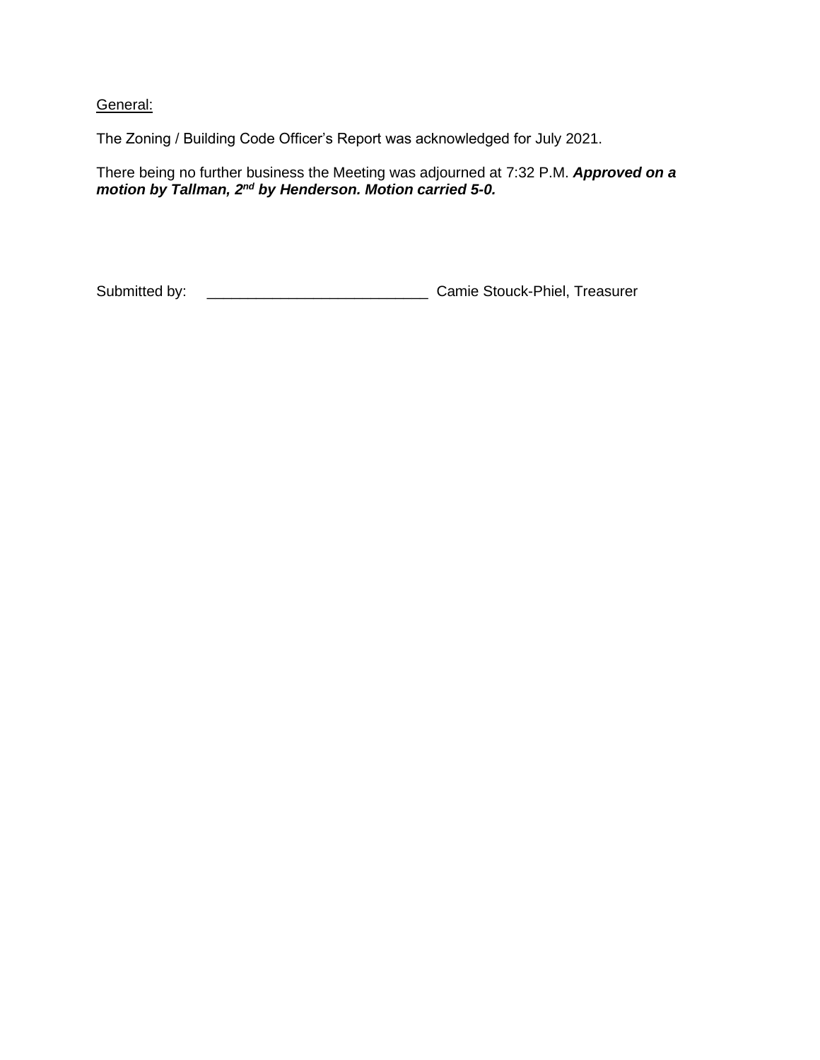General:

The Zoning / Building Code Officer's Report was acknowledged for July 2021.

There being no further business the Meeting was adjourned at 7:32 P.M. ***Approved on a motion by Tallman, 2nd by Henderson. Motion carried 5-0.***

Submitted by: \_\_\_\_\_\_\_\_\_\_\_\_\_\_\_\_\_\_\_\_\_\_\_\_\_\_\_ Camie Stouck-Phiel, Treasurer